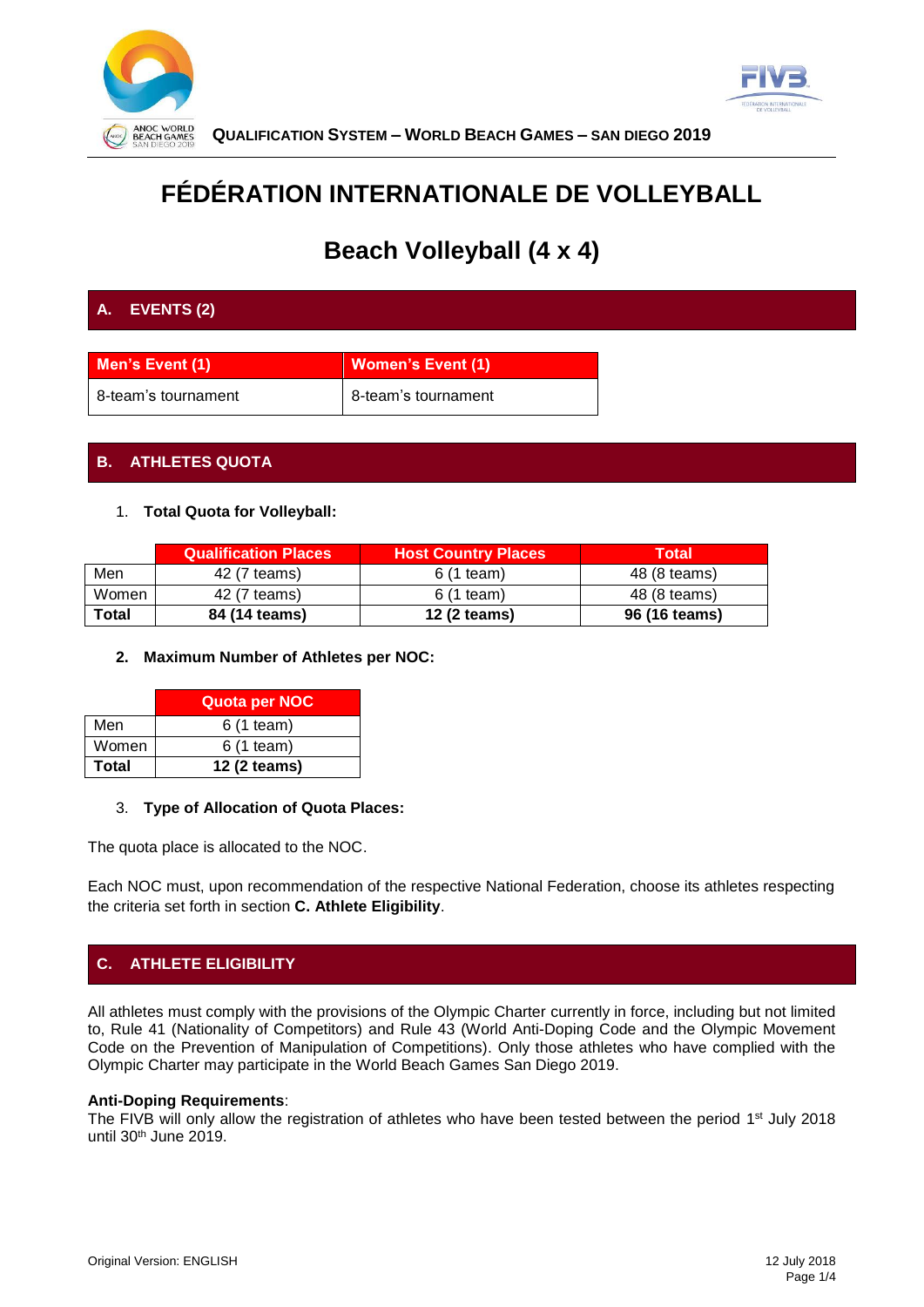# FÉDÉRATION INTERNATIONALE DE VOLLEYBALL

## Beach Volleyball (4 x 4)

## A. EVENTS (2)

| Men's Event (1) | Women's Event (1) |
|---|---|
| 8-team's tournament | 8-team's tournament |

## B. ATHLETES QUOTA

1. **Total Quota for Volleyball:**

| | Qualification Places | Host Country Places | Total |
|---|---|---|---|
| Men | 42 (7 teams) | 6 (1 team) | 48 (8 teams) |
| Women | 42 (7 teams) | 6 (1 team) | 48 (8 teams) |
| **Total** | **84 (14 teams)** | **12 (2 teams)** | **96 (16 teams)** |

2. **Maximum Number of Athletes per NOC:**

| | Quota per NOC |
|---|---|
| Men | 6 (1 team) |
| Women | 6 (1 team) |
| **Total** | **12 (2 teams)** |

3. **Type of Allocation of Quota Places:**

The quota place is allocated to the NOC.

Each NOC must, upon recommendation of the respective National Federation, choose its athletes respecting the criteria set forth in section **C. Athlete Eligibility**.

## C. ATHLETE ELIGIBILITY

All athletes must comply with the provisions of the Olympic Charter currently in force, including but not limited to, Rule 41 (Nationality of Competitors) and Rule 43 (World Anti-Doping Code and the Olympic Movement Code on the Prevention of Manipulation of Competitions). Only those athletes who have complied with the Olympic Charter may participate in the World Beach Games San Diego 2019.

**Anti-Doping Requirements**:
The FIVB will only allow the registration of athletes who have been tested between the period 1st July 2018 until 30th June 2019.

Original Version: ENGLISH

12 July 2018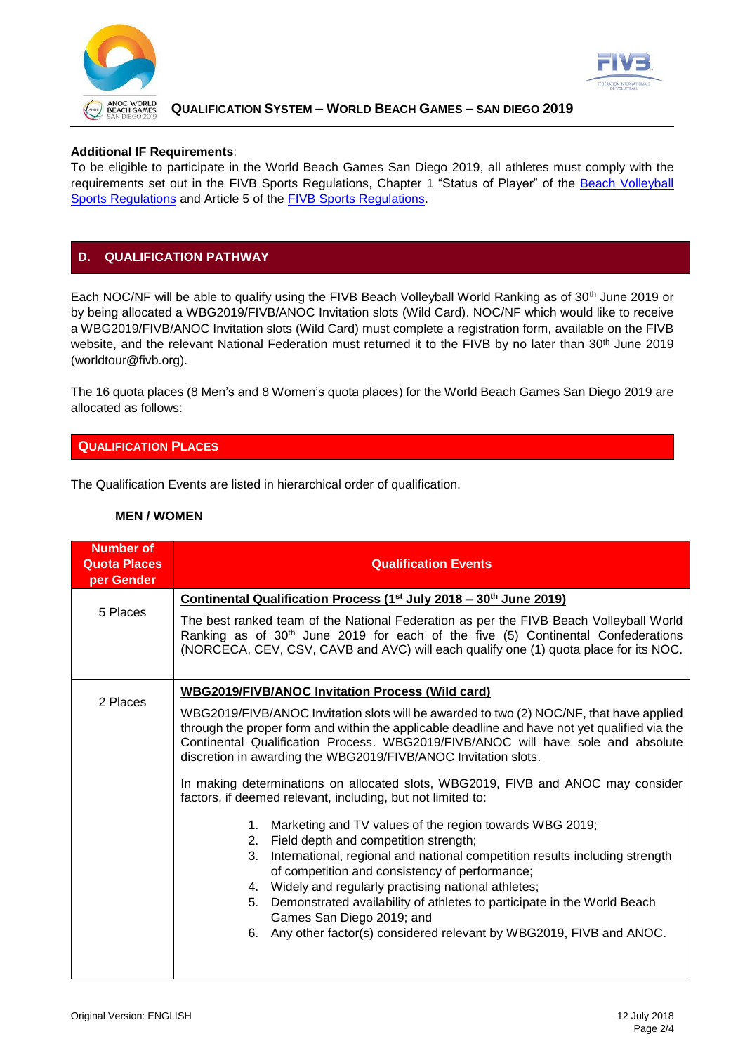**Additional IF Requirements**:
To be eligible to participate in the World Beach Games San Diego 2019, all athletes must comply with the requirements set out in the FIVB Sports Regulations, Chapter 1 "Status of Player" of the Beach Volleyball Sports Regulations and Article 5 of the FIVB Sports Regulations.

## D. QUALIFICATION PATHWAY

Each NOC/NF will be able to qualify using the FIVB Beach Volleyball World Ranking as of 30th June 2019 or by being allocated a WBG2019/FIVB/ANOC Invitation slots (Wild Card). NOC/NF which would like to receive a WBG2019/FIVB/ANOC Invitation slots (Wild Card) must complete a registration form, available on the FIVB website, and the relevant National Federation must returned it to the FIVB by no later than 30th June 2019 (worldtour@fivb.org).

The 16 quota places (8 Men's and 8 Women's quota places) for the World Beach Games San Diego 2019 are allocated as follows:

### QUALIFICATION PLACES

The Qualification Events are listed in hierarchical order of qualification.

**MEN / WOMEN**

| Number of Quota Places per Gender | Qualification Events |
| --- | --- |
| 5 Places | **Continental Qualification Process (1st July 2018 – 30th June 2019)**<br><br>The best ranked team of the National Federation as per the FIVB Beach Volleyball World Ranking as of 30th June 2019 for each of the five (5) Continental Confederations (NORCECA, CEV, CSV, CAVB and AVC) will each qualify one (1) quota place for its NOC. |
| 2 Places | **WBG2019/FIVB/ANOC Invitation Process (Wild card)**<br><br>WBG2019/FIVB/ANOC Invitation slots will be awarded to two (2) NOC/NF, that have applied through the proper form and within the applicable deadline and have not yet qualified via the Continental Qualification Process. WBG2019/FIVB/ANOC will have sole and absolute discretion in awarding the WBG2019/FIVB/ANOC Invitation slots.<br><br>In making determinations on allocated slots, WBG2019, FIVB and ANOC may consider factors, if deemed relevant, including, but not limited to:<br><br>1. Marketing and TV values of the region towards WBG 2019;<br>2. Field depth and competition strength;<br>3. International, regional and national competition results including strength of competition and consistency of performance;<br>4. Widely and regularly practising national athletes;<br>5. Demonstrated availability of athletes to participate in the World Beach Games San Diego 2019; and<br>6. Any other factor(s) considered relevant by WBG2019, FIVB and ANOC. |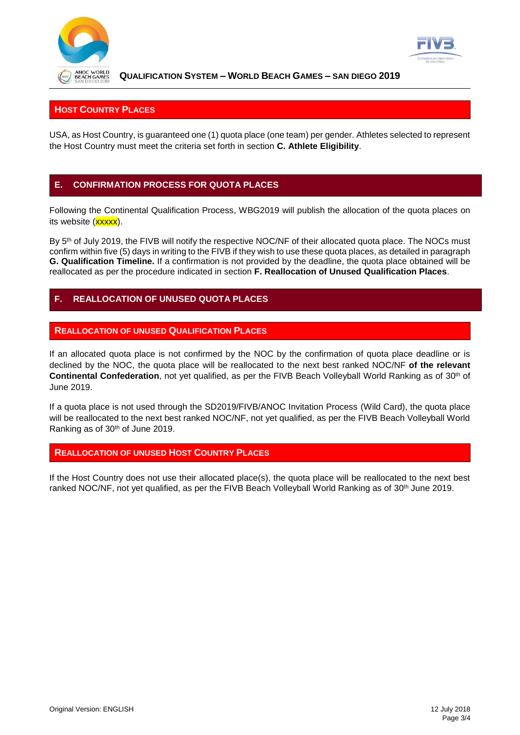### Host Country Places

USA, as Host Country, is guaranteed one (1) quota place (one team) per gender. Athletes selected to represent the Host Country must meet the criteria set forth in section **C. Athlete Eligibility**.

## E. CONFIRMATION PROCESS FOR QUOTA PLACES

Following the Continental Qualification Process, WBG2019 will publish the allocation of the quota places on its website (xxxxx).

By 5th of July 2019, the FIVB will notify the respective NOC/NF of their allocated quota place. The NOCs must confirm within five (5) days in writing to the FIVB if they wish to use these quota places, as detailed in paragraph **G. Qualification Timeline.** If a confirmation is not provided by the deadline, the quota place obtained will be reallocated as per the procedure indicated in section **F. Reallocation of Unused Qualification Places**.

## F. REALLOCATION OF UNUSED QUOTA PLACES

### Reallocation of Unused Qualification Places

If an allocated quota place is not confirmed by the NOC by the confirmation of quota place deadline or is declined by the NOC, the quota place will be reallocated to the next best ranked NOC/NF **of the relevant Continental Confederation**, not yet qualified, as per the FIVB Beach Volleyball World Ranking as of 30th of June 2019.

If a quota place is not used through the SD2019/FIVB/ANOC Invitation Process (Wild Card), the quota place will be reallocated to the next best ranked NOC/NF, not yet qualified, as per the FIVB Beach Volleyball World Ranking as of 30th of June 2019.

### Reallocation of Unused Host Country Places

If the Host Country does not use their allocated place(s), the quota place will be reallocated to the next best ranked NOC/NF, not yet qualified, as per the FIVB Beach Volleyball World Ranking as of 30th June 2019.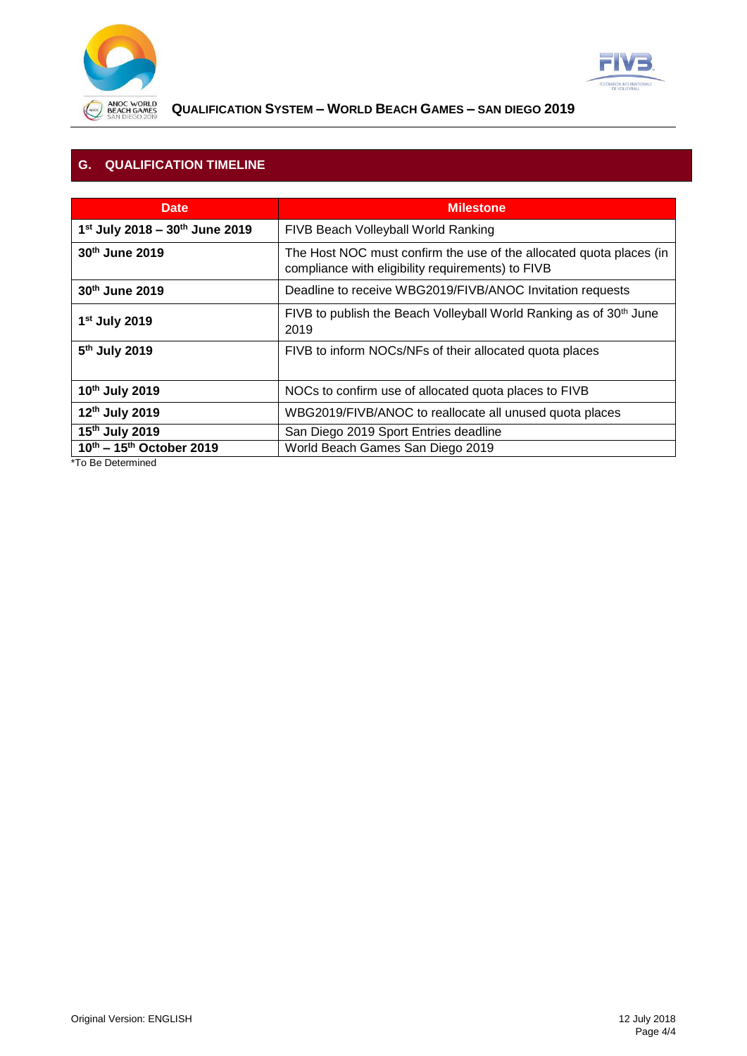## G. QUALIFICATION TIMELINE

| Date | Milestone |
|---|---|
| **1st July 2018 – 30th June 2019** | FIVB Beach Volleyball World Ranking |
| **30th June 2019** | The Host NOC must confirm the use of the allocated quota places (in compliance with eligibility requirements) to FIVB |
| **30th June 2019** | Deadline to receive WBG2019/FIVB/ANOC Invitation requests |
| **1st July 2019** | FIVB to publish the Beach Volleyball World Ranking as of 30th June 2019 |
| **5th July 2019** | FIVB to inform NOCs/NFs of their allocated quota places |
| **10th July 2019** | NOCs to confirm use of allocated quota places to FIVB |
| **12th July 2019** | WBG2019/FIVB/ANOC to reallocate all unused quota places |
| **15th July 2019** | San Diego 2019 Sport Entries deadline |
| **10th – 15th October 2019** | World Beach Games San Diego 2019 |

*To Be Determined

Original Version: ENGLISH

12 July 2018